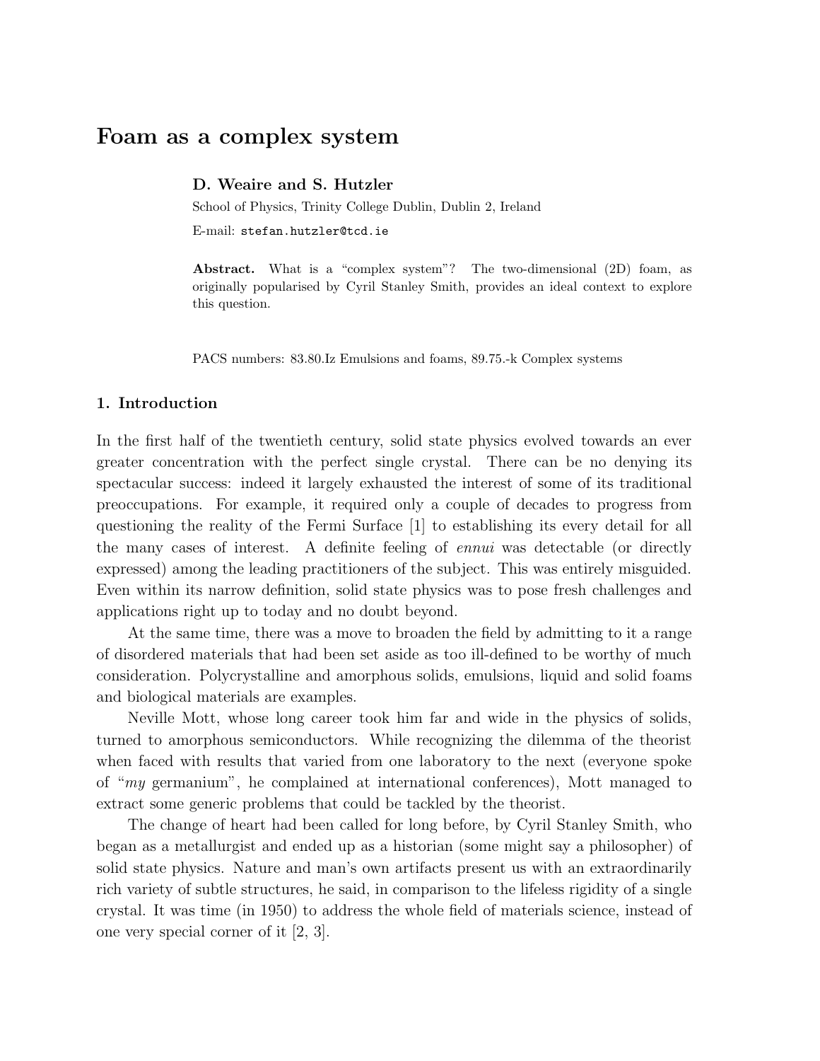# Foam as a complex system

**D. Weaire and S. Hutzler**

School of Physics, Trinity College Dublin, Dublin 2, Ireland

E-mail: `stefan.hutzler@tcd.ie`

**Abstract.** What is a "complex system"? The two-dimensional (2D) foam, as originally popularised by Cyril Stanley Smith, provides an ideal context to explore this question.

PACS numbers: 83.80.Iz Emulsions and foams, 89.75.-k Complex systems

## 1. Introduction

In the first half of the twentieth century, solid state physics evolved towards an ever greater concentration with the perfect single crystal. There can be no denying its spectacular success: indeed it largely exhausted the interest of some of its traditional preoccupations. For example, it required only a couple of decades to progress from questioning the reality of the Fermi Surface [1] to establishing its every detail for all the many cases of interest. A definite feeling of *ennui* was detectable (or directly expressed) among the leading practitioners of the subject. This was entirely misguided. Even within its narrow definition, solid state physics was to pose fresh challenges and applications right up to today and no doubt beyond.

At the same time, there was a move to broaden the field by admitting to it a range of disordered materials that had been set aside as too ill-defined to be worthy of much consideration. Polycrystalline and amorphous solids, emulsions, liquid and solid foams and biological materials are examples.

Neville Mott, whose long career took him far and wide in the physics of solids, turned to amorphous semiconductors. While recognizing the dilemma of the theorist when faced with results that varied from one laboratory to the next (everyone spoke of "*my* germanium", he complained at international conferences), Mott managed to extract some generic problems that could be tackled by the theorist.

The change of heart had been called for long before, by Cyril Stanley Smith, who began as a metallurgist and ended up as a historian (some might say a philosopher) of solid state physics. Nature and man's own artifacts present us with an extraordinarily rich variety of subtle structures, he said, in comparison to the lifeless rigidity of a single crystal. It was time (in 1950) to address the whole field of materials science, instead of one very special corner of it [2, 3].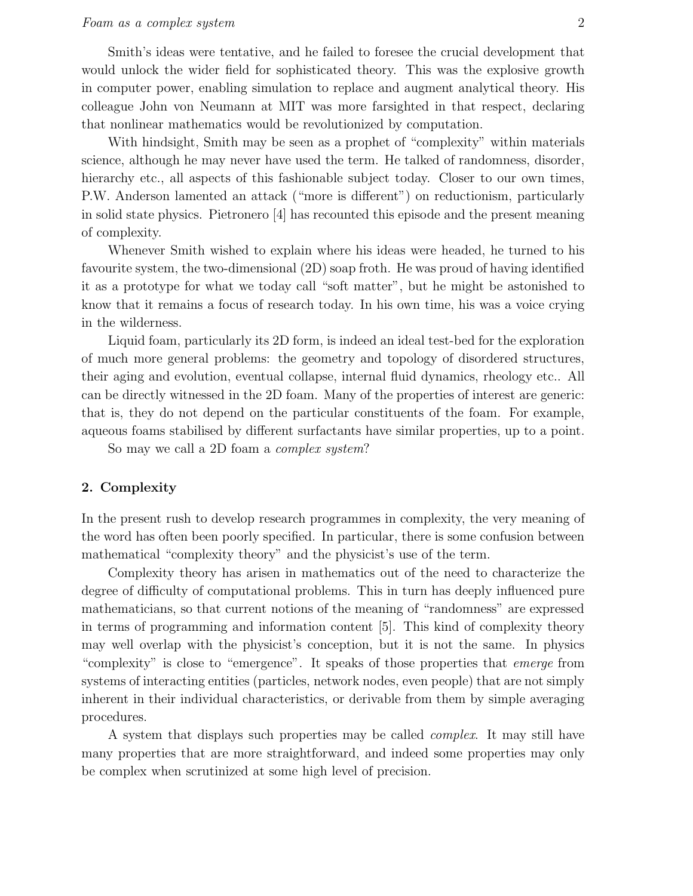Smith's ideas were tentative, and he failed to foresee the crucial development that would unlock the wider field for sophisticated theory. This was the explosive growth in computer power, enabling simulation to replace and augment analytical theory. His colleague John von Neumann at MIT was more farsighted in that respect, declaring that nonlinear mathematics would be revolutionized by computation.

With hindsight, Smith may be seen as a prophet of "complexity" within materials science, although he may never have used the term. He talked of randomness, disorder, hierarchy etc., all aspects of this fashionable subject today. Closer to our own times, P.W. Anderson lamented an attack ("more is different") on reductionism, particularly in solid state physics. Pietronero [4] has recounted this episode and the present meaning of complexity.

Whenever Smith wished to explain where his ideas were headed, he turned to his favourite system, the two-dimensional (2D) soap froth. He was proud of having identified it as a prototype for what we today call "soft matter", but he might be astonished to know that it remains a focus of research today. In his own time, his was a voice crying in the wilderness.

Liquid foam, particularly its 2D form, is indeed an ideal test-bed for the exploration of much more general problems: the geometry and topology of disordered structures, their aging and evolution, eventual collapse, internal fluid dynamics, rheology etc.. All can be directly witnessed in the 2D foam. Many of the properties of interest are generic: that is, they do not depend on the particular constituents of the foam. For example, aqueous foams stabilised by different surfactants have similar properties, up to a point.

So may we call a 2D foam a *complex system*?

## 2. Complexity

In the present rush to develop research programmes in complexity, the very meaning of the word has often been poorly specified. In particular, there is some confusion between mathematical "complexity theory" and the physicist's use of the term.

Complexity theory has arisen in mathematics out of the need to characterize the degree of difficulty of computational problems. This in turn has deeply influenced pure mathematicians, so that current notions of the meaning of "randomness" are expressed in terms of programming and information content [5]. This kind of complexity theory may well overlap with the physicist's conception, but it is not the same. In physics "complexity" is close to "emergence". It speaks of those properties that *emerge* from systems of interacting entities (particles, network nodes, even people) that are not simply inherent in their individual characteristics, or derivable from them by simple averaging procedures.

A system that displays such properties may be called *complex*. It may still have many properties that are more straightforward, and indeed some properties may only be complex when scrutinized at some high level of precision.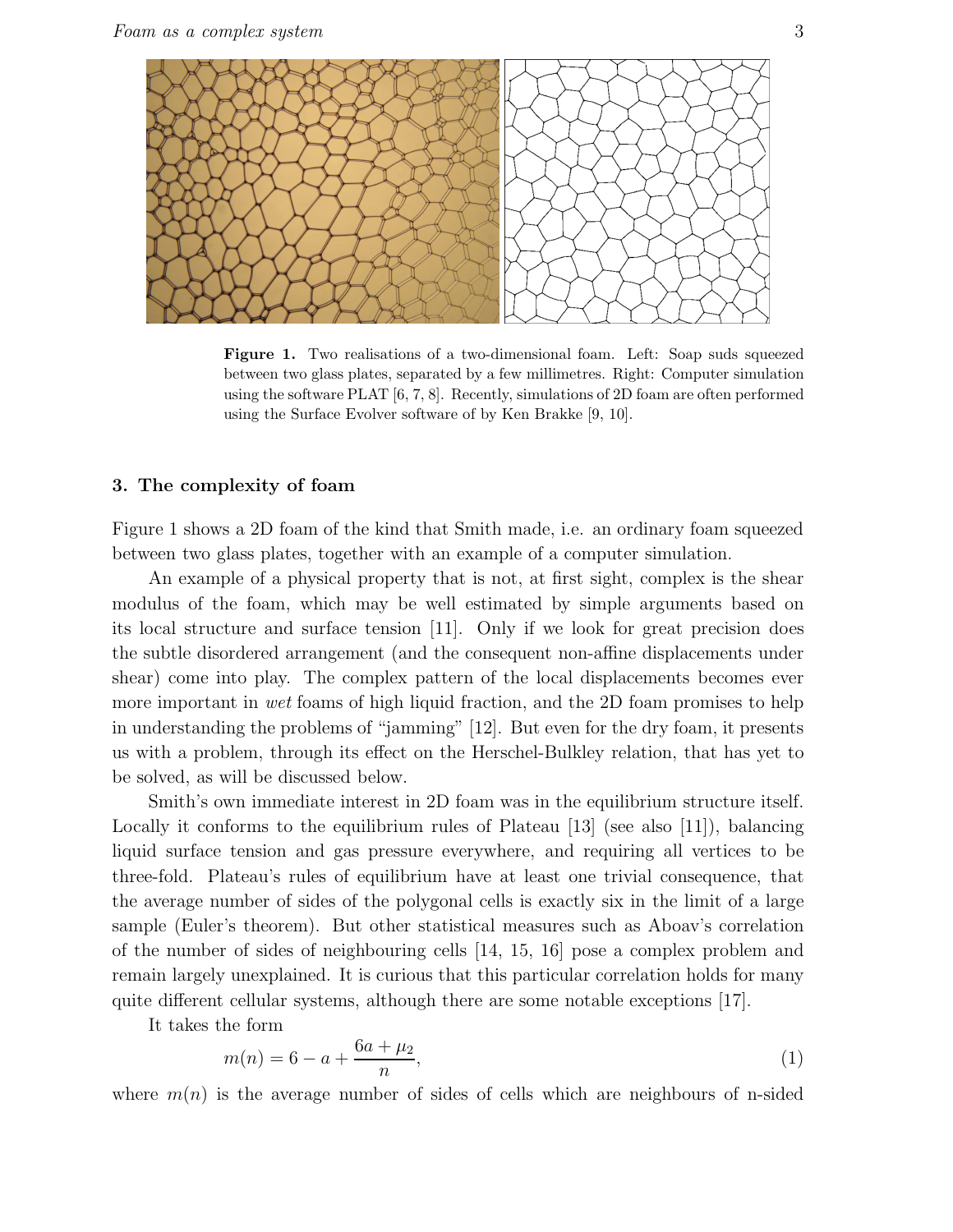**Figure 1.** Two realisations of a two-dimensional foam. Left: Soap suds squeezed between two glass plates, separated by a few millimetres. Right: Computer simulation using the software PLAT [6, 7, 8]. Recently, simulations of 2D foam are often performed using the Surface Evolver software of by Ken Brakke [9, 10].

## 3. The complexity of foam

Figure 1 shows a 2D foam of the kind that Smith made, i.e. an ordinary foam squeezed between two glass plates, together with an example of a computer simulation.

An example of a physical property that is not, at first sight, complex is the shear modulus of the foam, which may be well estimated by simple arguments based on its local structure and surface tension [11]. Only if we look for great precision does the subtle disordered arrangement (and the consequent non-affine displacements under shear) come into play. The complex pattern of the local displacements becomes ever more important in *wet* foams of high liquid fraction, and the 2D foam promises to help in understanding the problems of "jamming" [12]. But even for the dry foam, it presents us with a problem, through its effect on the Herschel-Bulkley relation, that has yet to be solved, as will be discussed below.

Smith's own immediate interest in 2D foam was in the equilibrium structure itself. Locally it conforms to the equilibrium rules of Plateau [13] (see also [11]), balancing liquid surface tension and gas pressure everywhere, and requiring all vertices to be three-fold. Plateau's rules of equilibrium have at least one trivial consequence, that the average number of sides of the polygonal cells is exactly six in the limit of a large sample (Euler's theorem). But other statistical measures such as Aboav's correlation of the number of sides of neighbouring cells [14, 15, 16] pose a complex problem and remain largely unexplained. It is curious that this particular correlation holds for many quite different cellular systems, although there are some notable exceptions [17].

It takes the form

$$m(n) = 6 - a + \frac{6a + \mu_2}{n}, \tag{1}$$

where $m(n)$ is the average number of sides of cells which are neighbours of n-sided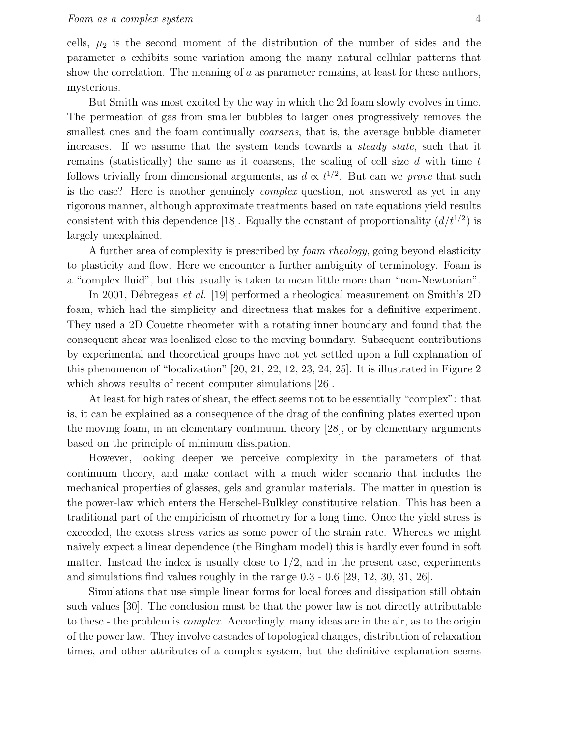cells, $\mu_2$ is the second moment of the distribution of the number of sides and the parameter $a$ exhibits some variation among the many natural cellular patterns that show the correlation. The meaning of $a$ as parameter remains, at least for these authors, mysterious.

But Smith was most excited by the way in which the 2d foam slowly evolves in time. The permeation of gas from smaller bubbles to larger ones progressively removes the smallest ones and the foam continually *coarsens*, that is, the average bubble diameter increases. If we assume that the system tends towards a *steady state*, such that it remains (statistically) the same as it coarsens, the scaling of cell size $d$ with time $t$ follows trivially from dimensional arguments, as $d \propto t^{1/2}$. But can we *prove* that such is the case? Here is another genuinely *complex* question, not answered as yet in any rigorous manner, although approximate treatments based on rate equations yield results consistent with this dependence [18]. Equally the constant of proportionality $(d/t^{1/2})$ is largely unexplained.

A further area of complexity is prescribed by *foam rheology*, going beyond elasticity to plasticity and flow. Here we encounter a further ambiguity of terminology. Foam is a "complex fluid", but this usually is taken to mean little more than "non-Newtonian".

In 2001, Débregeas *et al.* [19] performed a rheological measurement on Smith's 2D foam, which had the simplicity and directness that makes for a definitive experiment. They used a 2D Couette rheometer with a rotating inner boundary and found that the consequent shear was localized close to the moving boundary. Subsequent contributions by experimental and theoretical groups have not yet settled upon a full explanation of this phenomenon of "localization" [20, 21, 22, 12, 23, 24, 25]. It is illustrated in Figure 2 which shows results of recent computer simulations [26].

At least for high rates of shear, the effect seems not to be essentially "complex": that is, it can be explained as a consequence of the drag of the confining plates exerted upon the moving foam, in an elementary continuum theory [28], or by elementary arguments based on the principle of minimum dissipation.

However, looking deeper we perceive complexity in the parameters of that continuum theory, and make contact with a much wider scenario that includes the mechanical properties of glasses, gels and granular materials. The matter in question is the power-law which enters the Herschel-Bulkley constitutive relation. This has been a traditional part of the empiricism of rheometry for a long time. Once the yield stress is exceeded, the excess stress varies as some power of the strain rate. Whereas we might naively expect a linear dependence (the Bingham model) this is hardly ever found in soft matter. Instead the index is usually close to 1/2, and in the present case, experiments and simulations find values roughly in the range 0.3 - 0.6 [29, 12, 30, 31, 26].

Simulations that use simple linear forms for local forces and dissipation still obtain such values [30]. The conclusion must be that the power law is not directly attributable to these - the problem is *complex*. Accordingly, many ideas are in the air, as to the origin of the power law. They involve cascades of topological changes, distribution of relaxation times, and other attributes of a complex system, but the definitive explanation seems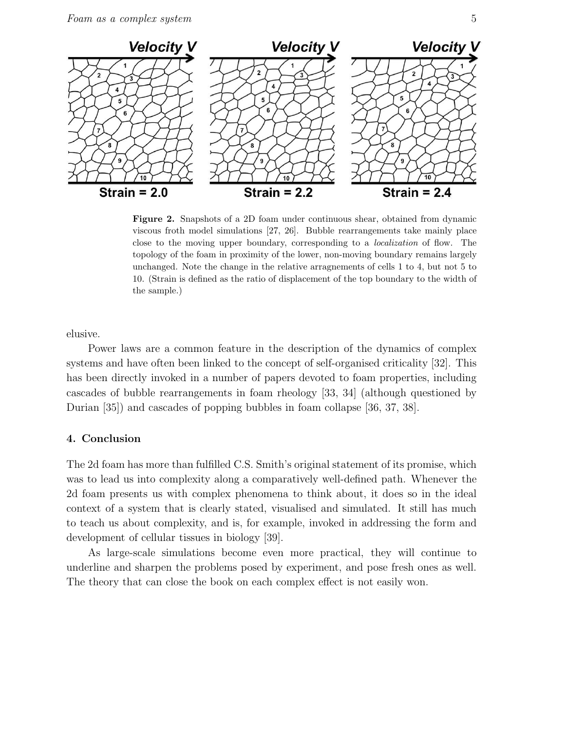**Figure 2.** Snapshots of a 2D foam under continuous shear, obtained from dynamic viscous froth model simulations [27, 26]. Bubble rearrangements take mainly place close to the moving upper boundary, corresponding to a *localization* of flow. The topology of the foam in proximity of the lower, non-moving boundary remains largely unchanged. Note the change in the relative arragnements of cells 1 to 4, but not 5 to 10. (Strain is defined as the ratio of displacement of the top boundary to the width of the sample.)

elusive.

Power laws are a common feature in the description of the dynamics of complex systems and have often been linked to the concept of self-organised criticality [32]. This has been directly invoked in a number of papers devoted to foam properties, including cascades of bubble rearrangements in foam rheology [33, 34] (although questioned by Durian [35]) and cascades of popping bubbles in foam collapse [36, 37, 38].

## 4. Conclusion

The 2d foam has more than fulfilled C.S. Smith's original statement of its promise, which was to lead us into complexity along a comparatively well-defined path. Whenever the 2d foam presents us with complex phenomena to think about, it does so in the ideal context of a system that is clearly stated, visualised and simulated. It still has much to teach us about complexity, and is, for example, invoked in addressing the form and development of cellular tissues in biology [39].

As large-scale simulations become even more practical, they will continue to underline and sharpen the problems posed by experiment, and pose fresh ones as well. The theory that can close the book on each complex effect is not easily won.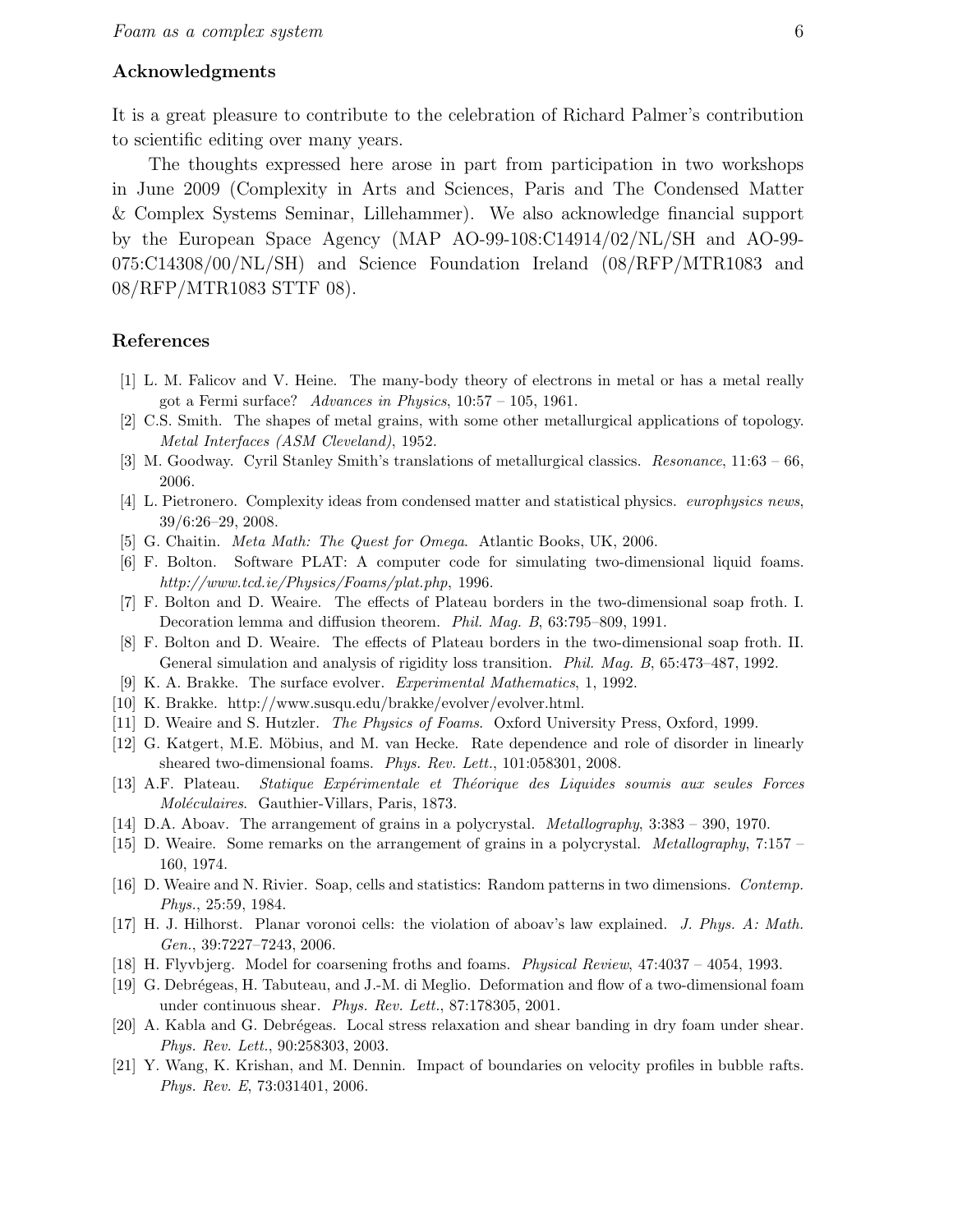## Acknowledgments

It is a great pleasure to contribute to the celebration of Richard Palmer's contribution to scientific editing over many years.

The thoughts expressed here arose in part from participation in two workshops in June 2009 (Complexity in Arts and Sciences, Paris and The Condensed Matter & Complex Systems Seminar, Lillehammer). We also acknowledge financial support by the European Space Agency (MAP AO-99-108:C14914/02/NL/SH and AO-99-075:C14308/00/NL/SH) and Science Foundation Ireland (08/RFP/MTR1083 and 08/RFP/MTR1083 STTF 08).

## References

[1] L. M. Falicov and V. Heine. The many-body theory of electrons in metal or has a metal really got a Fermi surface? *Advances in Physics*, 10:57 – 105, 1961.

[2] C.S. Smith. The shapes of metal grains, with some other metallurgical applications of topology. *Metal Interfaces (ASM Cleveland)*, 1952.

[3] M. Goodway. Cyril Stanley Smith's translations of metallurgical classics. *Resonance*, 11:63 – 66, 2006.

[4] L. Pietronero. Complexity ideas from condensed matter and statistical physics. *europhysics news*, 39/6:26–29, 2008.

[5] G. Chaitin. *Meta Math: The Quest for Omega*. Atlantic Books, UK, 2006.

[6] F. Bolton. Software PLAT: A computer code for simulating two-dimensional liquid foams. *http://www.tcd.ie/Physics/Foams/plat.php*, 1996.

[7] F. Bolton and D. Weaire. The effects of Plateau borders in the two-dimensional soap froth. I. Decoration lemma and diffusion theorem. *Phil. Mag. B*, 63:795–809, 1991.

[8] F. Bolton and D. Weaire. The effects of Plateau borders in the two-dimensional soap froth. II. General simulation and analysis of rigidity loss transition. *Phil. Mag. B*, 65:473–487, 1992.

[9] K. A. Brakke. The surface evolver. *Experimental Mathematics*, 1, 1992.

[10] K. Brakke. http://www.susqu.edu/brakke/evolver/evolver.html.

[11] D. Weaire and S. Hutzler. *The Physics of Foams*. Oxford University Press, Oxford, 1999.

[12] G. Katgert, M.E. Möbius, and M. van Hecke. Rate dependence and role of disorder in linearly sheared two-dimensional foams. *Phys. Rev. Lett.*, 101:058301, 2008.

[13] A.F. Plateau. *Statique Expérimentale et Théorique des Liquides soumis aux seules Forces Moléculaires*. Gauthier-Villars, Paris, 1873.

[14] D.A. Aboav. The arrangement of grains in a polycrystal. *Metallography*, 3:383 – 390, 1970.

[15] D. Weaire. Some remarks on the arrangement of grains in a polycrystal. *Metallography*, 7:157 – 160, 1974.

[16] D. Weaire and N. Rivier. Soap, cells and statistics: Random patterns in two dimensions. *Contemp. Phys.*, 25:59, 1984.

[17] H. J. Hilhorst. Planar voronoi cells: the violation of aboav's law explained. *J. Phys. A: Math. Gen.*, 39:7227–7243, 2006.

[18] H. Flyvbjerg. Model for coarsening froths and foams. *Physical Review*, 47:4037 – 4054, 1993.

[19] G. Debrégeas, H. Tabuteau, and J.-M. di Meglio. Deformation and flow of a two-dimensional foam under continuous shear. *Phys. Rev. Lett.*, 87:178305, 2001.

[20] A. Kabla and G. Debrégeas. Local stress relaxation and shear banding in dry foam under shear. *Phys. Rev. Lett.*, 90:258303, 2003.

[21] Y. Wang, K. Krishan, and M. Dennin. Impact of boundaries on velocity profiles in bubble rafts. *Phys. Rev. E*, 73:031401, 2006.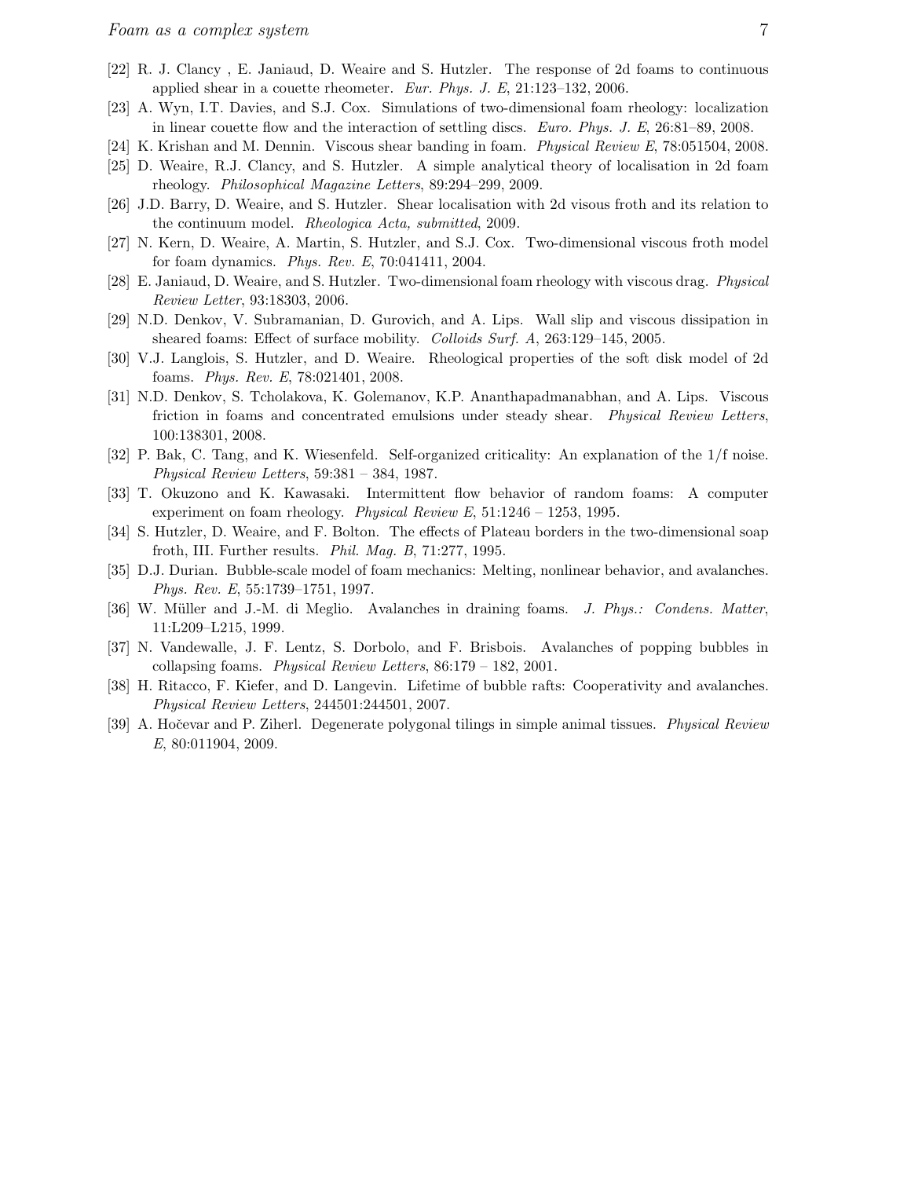[22] R. J. Clancy , E. Janiaud, D. Weaire and S. Hutzler. The response of 2d foams to continuous applied shear in a couette rheometer. *Eur. Phys. J. E*, 21:123–132, 2006.

[23] A. Wyn, I.T. Davies, and S.J. Cox. Simulations of two-dimensional foam rheology: localization in linear couette flow and the interaction of settling discs. *Euro. Phys. J. E*, 26:81–89, 2008.

[24] K. Krishan and M. Dennin. Viscous shear banding in foam. *Physical Review E*, 78:051504, 2008.

[25] D. Weaire, R.J. Clancy, and S. Hutzler. A simple analytical theory of localisation in 2d foam rheology. *Philosophical Magazine Letters*, 89:294–299, 2009.

[26] J.D. Barry, D. Weaire, and S. Hutzler. Shear localisation with 2d visous froth and its relation to the continuum model. *Rheologica Acta, submitted*, 2009.

[27] N. Kern, D. Weaire, A. Martin, S. Hutzler, and S.J. Cox. Two-dimensional viscous froth model for foam dynamics. *Phys. Rev. E*, 70:041411, 2004.

[28] E. Janiaud, D. Weaire, and S. Hutzler. Two-dimensional foam rheology with viscous drag. *Physical Review Letter*, 93:18303, 2006.

[29] N.D. Denkov, V. Subramanian, D. Gurovich, and A. Lips. Wall slip and viscous dissipation in sheared foams: Effect of surface mobility. *Colloids Surf. A*, 263:129–145, 2005.

[30] V.J. Langlois, S. Hutzler, and D. Weaire. Rheological properties of the soft disk model of 2d foams. *Phys. Rev. E*, 78:021401, 2008.

[31] N.D. Denkov, S. Tcholakova, K. Golemanov, K.P. Ananthapadmanabhan, and A. Lips. Viscous friction in foams and concentrated emulsions under steady shear. *Physical Review Letters*, 100:138301, 2008.

[32] P. Bak, C. Tang, and K. Wiesenfeld. Self-organized criticality: An explanation of the 1/f noise. *Physical Review Letters*, 59:381 – 384, 1987.

[33] T. Okuzono and K. Kawasaki. Intermittent flow behavior of random foams: A computer experiment on foam rheology. *Physical Review E*, 51:1246 – 1253, 1995.

[34] S. Hutzler, D. Weaire, and F. Bolton. The effects of Plateau borders in the two-dimensional soap froth, III. Further results. *Phil. Mag. B*, 71:277, 1995.

[35] D.J. Durian. Bubble-scale model of foam mechanics: Melting, nonlinear behavior, and avalanches. *Phys. Rev. E*, 55:1739–1751, 1997.

[36] W. Müller and J.-M. di Meglio. Avalanches in draining foams. *J. Phys.: Condens. Matter*, 11:L209–L215, 1999.

[37] N. Vandewalle, J. F. Lentz, S. Dorbolo, and F. Brisbois. Avalanches of popping bubbles in collapsing foams. *Physical Review Letters*, 86:179 – 182, 2001.

[38] H. Ritacco, F. Kiefer, and D. Langevin. Lifetime of bubble rafts: Cooperativity and avalanches. *Physical Review Letters*, 244501:244501, 2007.

[39] A. Hočevar and P. Ziherl. Degenerate polygonal tilings in simple animal tissues. *Physical Review E*, 80:011904, 2009.